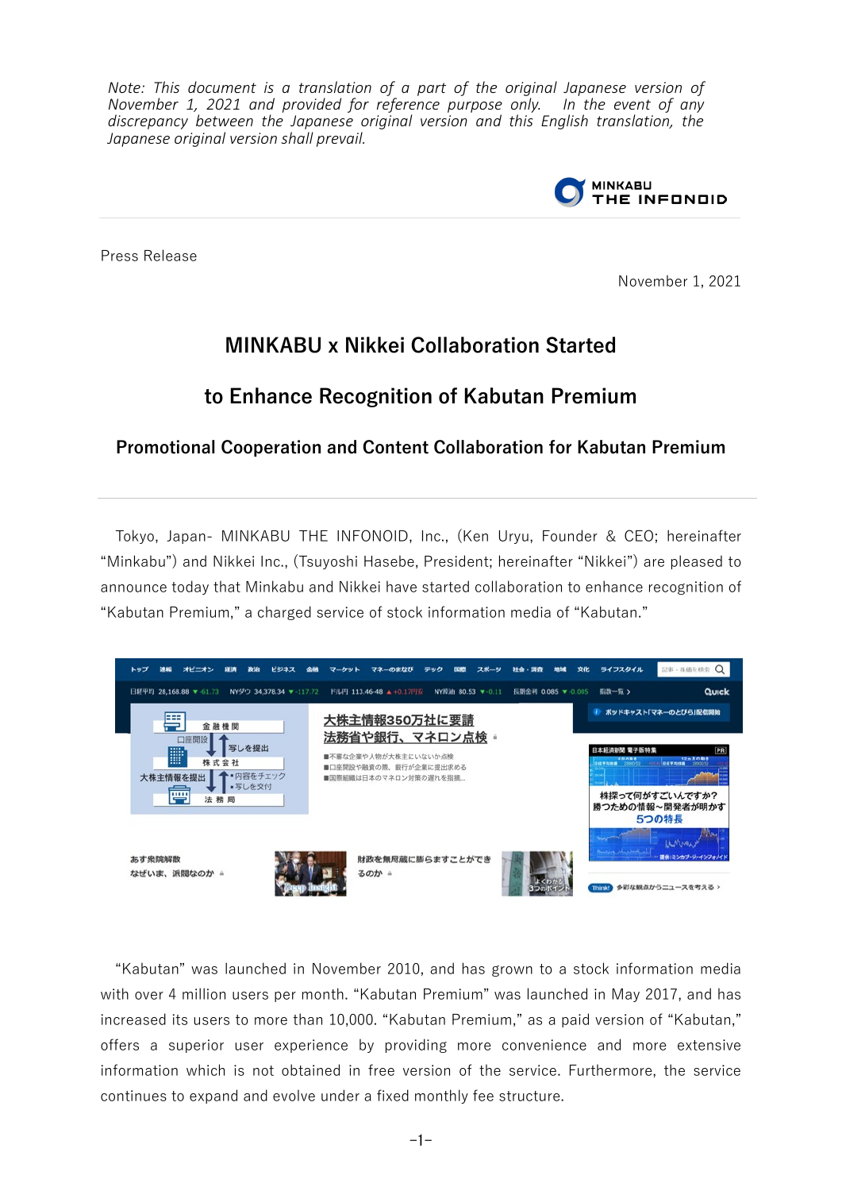*Note: This document is a translation of a part of the original Japanese version of November 1, 2021 and provided for reference purpose only. In the event of any discrepancy between the Japanese original version and this English translation, the Japanese original version shall prevail.*

MINKABU THE INFONOID

Press Release

November 1, 2021

# MINKABU x Nikkei Collaboration Started

# to Enhance Recognition of Kabutan Premium

## Promotional Cooperation and Content Collaboration for Kabutan Premium

Tokyo, Japan- MINKABU THE INFONOID, Inc., (Ken Uryu, Founder & CEO; hereinafter "Minkabu") and Nikkei Inc., (Tsuyoshi Hasebe, President; hereinafter "Nikkei") are pleased to announce today that Minkabu and Nikkei have started collaboration to enhance recognition of "Kabutan Premium," a charged service of stock information media of "Kabutan."

"Kabutan" was launched in November 2010, and has grown to a stock information media with over 4 million users per month. "Kabutan Premium" was launched in May 2017, and has increased its users to more than 10,000. "Kabutan Premium," as a paid version of "Kabutan," offers a superior user experience by providing more convenience and more extensive information which is not obtained in free version of the service. Furthermore, the service continues to expand and evolve under a fixed monthly fee structure.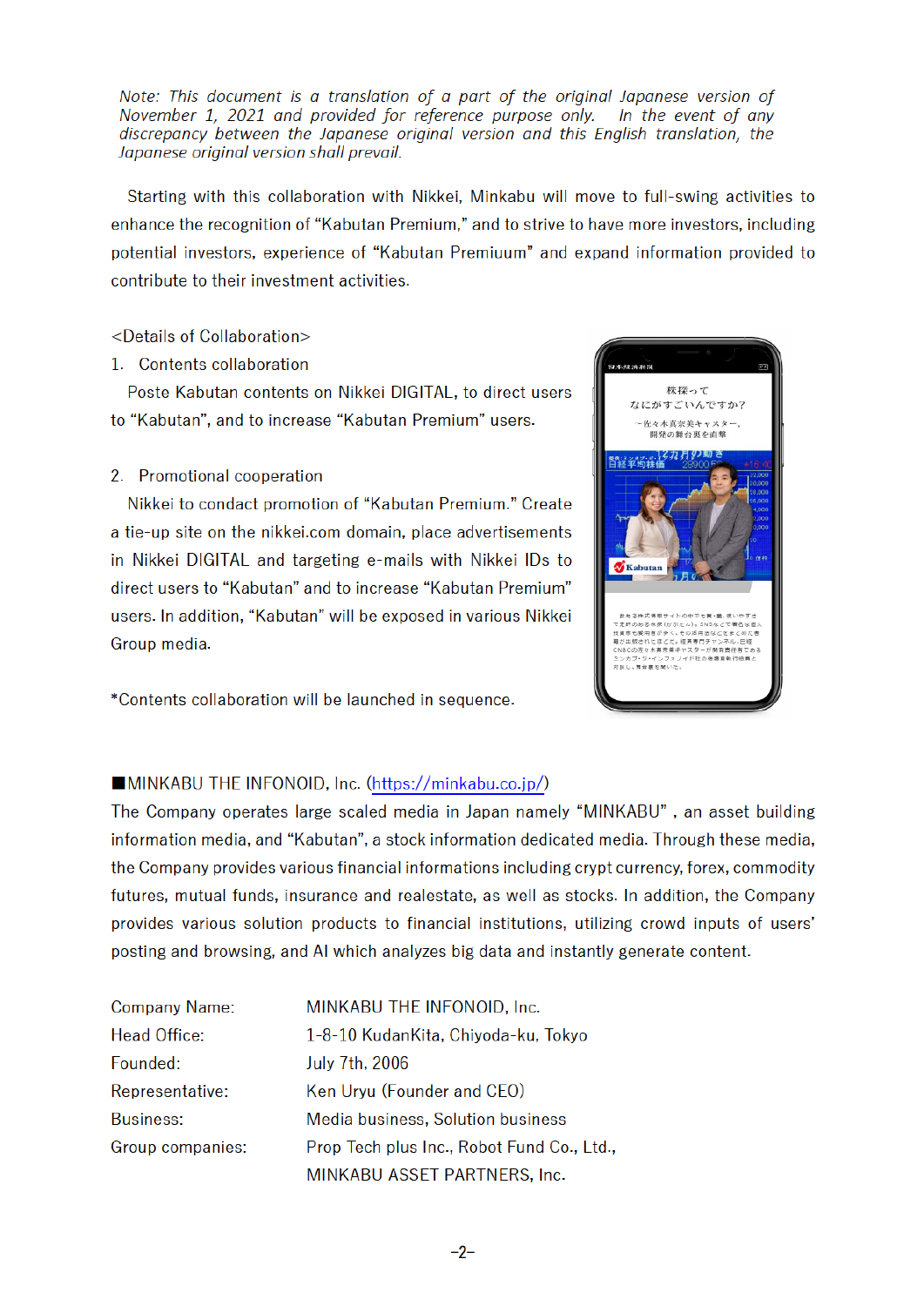*Note: This document is a translation of a part of the original Japanese version of November 1, 2021 and provided for reference purpose only. In the event of any discrepancy between the Japanese original version and this English translation, the Japanese original version shall prevail.*

Starting with this collaboration with Nikkei, Minkabu will move to full-swing activities to enhance the recognition of "Kabutan Premium," and to strive to have more investors, including potential investors, experience of "Kabutan Premiuum" and expand information provided to contribute to their investment activities.

<Details of Collaboration>

1. Contents collaboration

   Poste Kabutan contents on Nikkei DIGITAL, to direct users to "Kabutan", and to increase "Kabutan Premium" users.

2. Promotional cooperation

   Nikkei to conduct promotion of "Kabutan Premium." Create a tie-up site on the nikkei.com domain, place advertisements in Nikkei DIGITAL and targeting e-mails with Nikkei IDs to direct users to "Kabutan" and to increase "Kabutan Premium" users. In addition, "Kabutan" will be exposed in various Nikkei Group media.

*Contents collaboration will be launched in sequence.

■MINKABU THE INFONOID, Inc. (https://minkabu.co.jp/)

The Company operates large scaled media in Japan namely "MINKABU" , an asset building information media, and "Kabutan", a stock information dedicated media. Through these media, the Company provides various financial informations including crypt currency, forex, commodity futures, mutual funds, insurance and realestate, as well as stocks. In addition, the Company provides various solution products to financial institutions, utilizing crowd inputs of users' posting and browsing, and AI which analyzes big data and instantly generate content.

| | |
|---|---|
| Company Name: | MINKABU THE INFONOID, Inc. |
| Head Office: | 1-8-10 KudanKita, Chiyoda-ku, Tokyo |
| Founded: | July 7th, 2006 |
| Representative: | Ken Uryu (Founder and CEO) |
| Business: | Media business, Solution business |
| Group companies: | Prop Tech plus Inc., Robot Fund Co., Ltd., MINKABU ASSET PARTNERS, Inc. |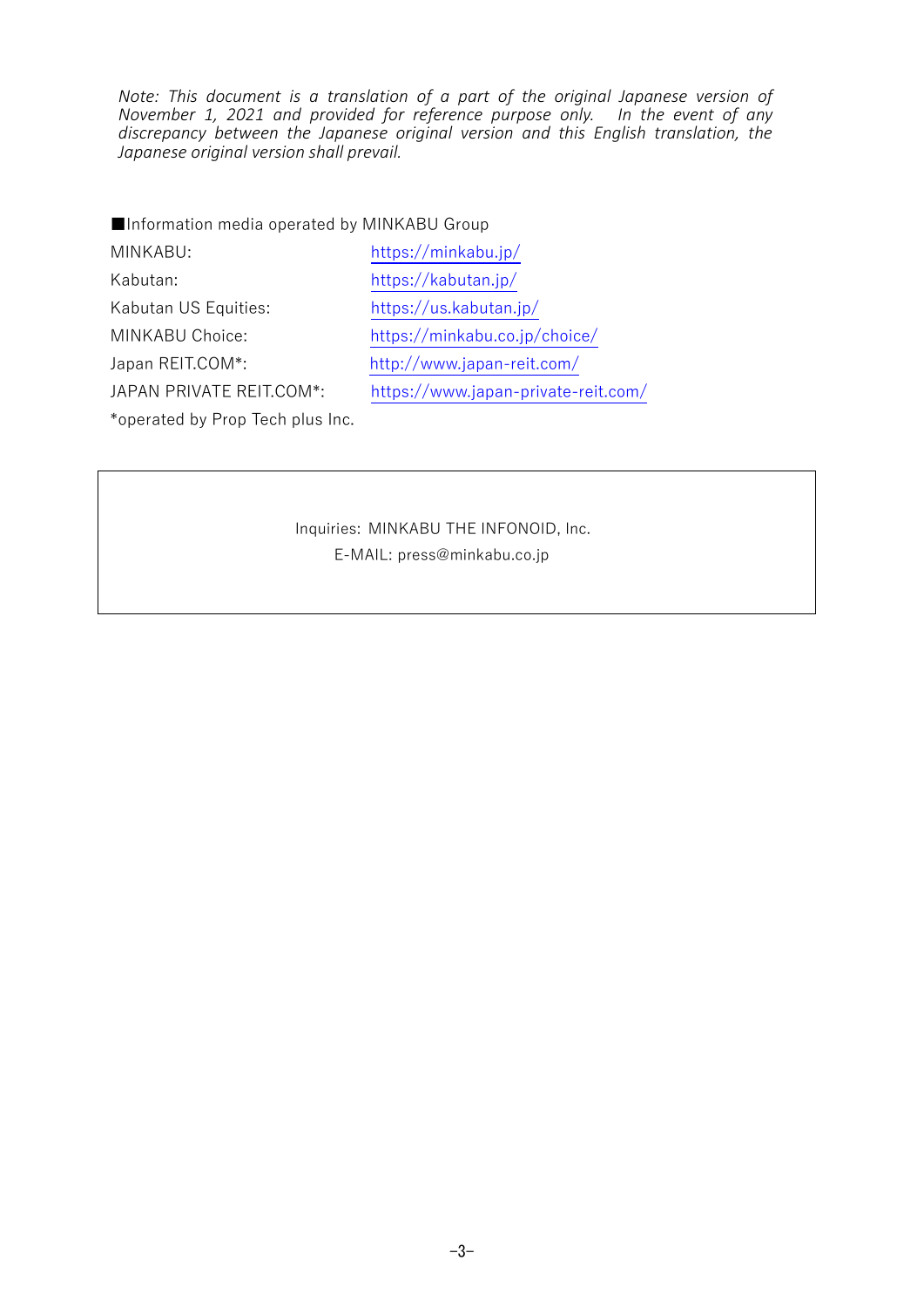*Note: This document is a translation of a part of the original Japanese version of November 1, 2021 and provided for reference purpose only. In the event of any discrepancy between the Japanese original version and this English translation, the Japanese original version shall prevail.*

■Information media operated by MINKABU Group

| | |
|---|---|
| MINKABU: | https://minkabu.jp/ |
| Kabutan: | https://kabutan.jp/ |
| Kabutan US Equities: | https://us.kabutan.jp/ |
| MINKABU Choice: | https://minkabu.co.jp/choice/ |
| Japan REIT.COM*: | http://www.japan-reit.com/ |
| JAPAN PRIVATE REIT.COM*: | https://www.japan-private-reit.com/ |

*operated by Prop Tech plus Inc.

Inquiries: MINKABU THE INFONOID, Inc.
E-MAIL: press@minkabu.co.jp